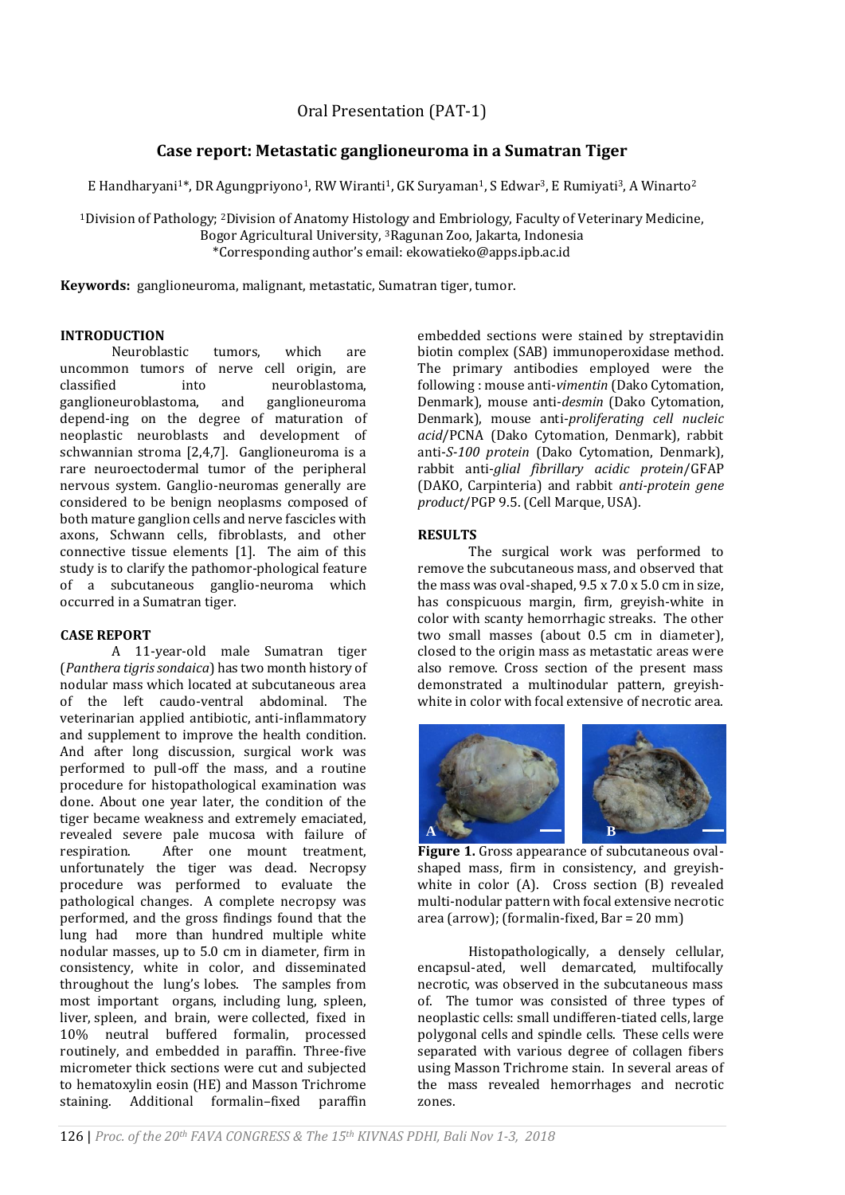Oral Presentation (PAT-1)

# Case report: Metastatic ganglioneuroma in a Sumatran Tiger

E Handharyani[1]*, DR Agungpriyono[1], RW Wiranti[1], GK Suryaman[1], S Edwar[3], E Rumiyati[3], A Winarto[2]

[1]Division of Pathology; [2]Division of Anatomy Histology and Embriology, Faculty of Veterinary Medicine, Bogor Agricultural University, [3]Ragunan Zoo, Jakarta, Indonesia
*Corresponding author's email: ekowatieko@apps.ipb.ac.id

**Keywords:** ganglioneuroma, malignant, metastatic, Sumatran tiger, tumor.

## INTRODUCTION

Neuroblastic tumors, which are uncommon tumors of nerve cell origin, are classified into neuroblastoma, ganglioneuroblastoma, and ganglioneuroma depend-ing on the degree of maturation of neoplastic neuroblasts and development of schwannian stroma [2,4,7]. Ganglioneuroma is a rare neuroectodermal tumor of the peripheral nervous system. Ganglio-neuromas generally are considered to be benign neoplasms composed of both mature ganglion cells and nerve fascicles with axons, Schwann cells, fibroblasts, and other connective tissue elements [1]. The aim of this study is to clarify the pathomor-phological feature of a subcutaneous ganglio-neuroma which occurred in a Sumatran tiger.

## CASE REPORT

A 11-year-old male Sumatran tiger (*Panthera tigris sondaica*) has two month history of nodular mass which located at subcutaneous area of the left caudo-ventral abdominal. The veterinarian applied antibiotic, anti-inflammatory and supplement to improve the health condition. And after long discussion, surgical work was performed to pull-off the mass, and a routine procedure for histopathological examination was done. About one year later, the condition of the tiger became weakness and extremely emaciated, revealed severe pale mucosa with failure of respiration. After one mount treatment, unfortunately the tiger was dead. Necropsy procedure was performed to evaluate the pathological changes. A complete necropsy was performed, and the gross findings found that the lung had more than hundred multiple white nodular masses, up to 5.0 cm in diameter, firm in consistency, white in color, and disseminated throughout the lung's lobes. The samples from most important organs, including lung, spleen, liver, spleen, and brain, were collected, fixed in 10% neutral buffered formalin, processed routinely, and embedded in paraffin. Three-five micrometer thick sections were cut and subjected to hematoxylin eosin (HE) and Masson Trichrome staining. Additional formalin–fixed paraffin embedded sections were stained by streptavidin biotin complex (SAB) immunoperoxidase method. The primary antibodies employed were the following : mouse anti-*vimentin* (Dako Cytomation, Denmark), mouse anti-*desmin* (Dako Cytomation, Denmark), mouse anti-*proliferating cell nucleic acid*/PCNA (Dako Cytomation, Denmark), rabbit anti-*S-100 protein* (Dako Cytomation, Denmark), rabbit anti-*glial fibrillary acidic protein*/GFAP (DAKO, Carpinteria) and rabbit *anti-protein gene product*/PGP 9.5. (Cell Marque, USA).

## RESULTS

The surgical work was performed to remove the subcutaneous mass, and observed that the mass was oval-shaped, 9.5 x 7.0 x 5.0 cm in size, has conspicuous margin, firm, greyish-white in color with scanty hemorrhagic streaks. The other two small masses (about 0.5 cm in diameter), closed to the origin mass as metastatic areas were also remove. Cross section of the present mass demonstrated a multinodular pattern, greyish-white in color with focal extensive of necrotic area.

**Figure 1.** Gross appearance of subcutaneous oval-shaped mass, firm in consistency, and greyish-white in color (A). Cross section (B) revealed multi-nodular pattern with focal extensive necrotic area (arrow); (formalin-fixed, Bar = 20 mm)

Histopathologically, a densely cellular, encapsul-ated, well demarcated, multifocally necrotic, was observed in the subcutaneous mass of. The tumor was consisted of three types of neoplastic cells: small undifferen-tiated cells, large polygonal cells and spindle cells. These cells were separated with various degree of collagen fibers using Masson Trichrome stain. In several areas of the mass revealed hemorrhages and necrotic zones.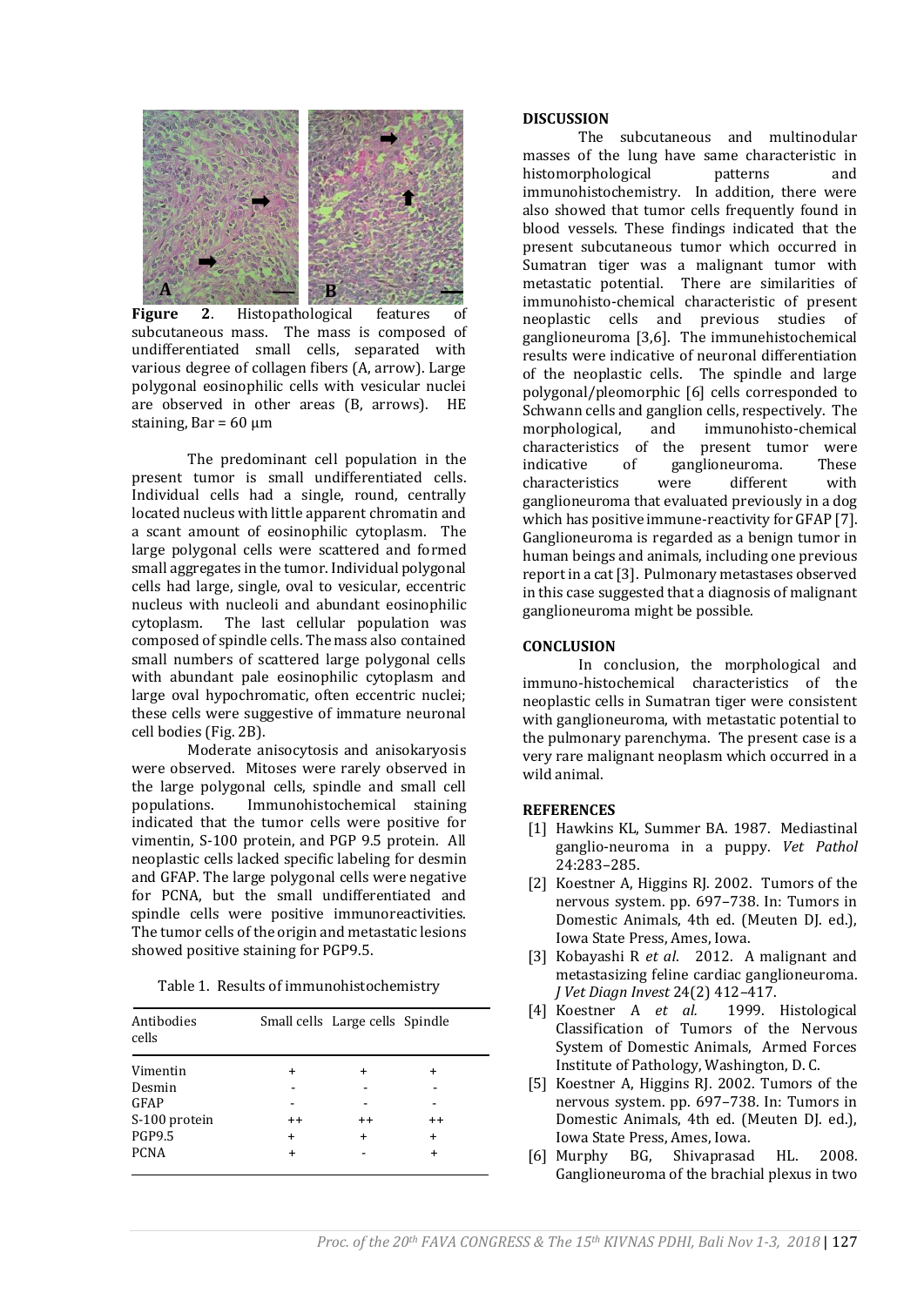**Figure 2**. Histopathological features of subcutaneous mass. The mass is composed of undifferentiated small cells, separated with various degree of collagen fibers (A, arrow). Large polygonal eosinophilic cells with vesicular nuclei are observed in other areas (B, arrows). HE staining, Bar = 60 µm

The predominant cell population in the present tumor is small undifferentiated cells. Individual cells had a single, round, centrally located nucleus with little apparent chromatin and a scant amount of eosinophilic cytoplasm. The large polygonal cells were scattered and formed small aggregates in the tumor. Individual polygonal cells had large, single, oval to vesicular, eccentric nucleus with nucleoli and abundant eosinophilic cytoplasm. The last cellular population was composed of spindle cells. The mass also contained small numbers of scattered large polygonal cells with abundant pale eosinophilic cytoplasm and large oval hypochromatic, often eccentric nuclei; these cells were suggestive of immature neuronal cell bodies (Fig. 2B).

Moderate anisocytosis and anisokaryosis were observed. Mitoses were rarely observed in the large polygonal cells, spindle and small cell populations. Immunohistochemical staining indicated that the tumor cells were positive for vimentin, S-100 protein, and PGP 9.5 protein. All neoplastic cells lacked specific labeling for desmin and GFAP. The large polygonal cells were negative for PCNA, but the small undifferentiated and spindle cells were positive immunoreactivities. The tumor cells of the origin and metastatic lesions showed positive staining for PGP9.5.

Table 1. Results of immunohistochemistry

| Antibodies cells | Small cells | Large cells | Spindle |
|---|---|---|---|
| Vimentin | + | + | + |
| Desmin | - | - | - |
| GFAP | - | - | - |
| S-100 protein | ++ | ++ | ++ |
| PGP9.5 | + | + | + |
| PCNA | + | - | + |

## DISCUSSION

The subcutaneous and multinodular masses of the lung have same characteristic in histomorphological patterns and immunohistochemistry. In addition, there were also showed that tumor cells frequently found in blood vessels. These findings indicated that the present subcutaneous tumor which occurred in Sumatran tiger was a malignant tumor with metastatic potential. There are similarities of immunohisto-chemical characteristic of present neoplastic cells and previous studies of ganglioneuroma [3,6]. The immunehistochemical results were indicative of neuronal differentiation of the neoplastic cells. The spindle and large polygonal/pleomorphic [6] cells corresponded to Schwann cells and ganglion cells, respectively. The morphological, and immunohisto-chemical characteristics of the present tumor were indicative of ganglioneuroma. These characteristics were different with ganglioneuroma that evaluated previously in a dog which has positive immune-reactivity for GFAP [7]. Ganglioneuroma is regarded as a benign tumor in human beings and animals, including one previous report in a cat [3]. Pulmonary metastases observed in this case suggested that a diagnosis of malignant ganglioneuroma might be possible.

## CONCLUSION

In conclusion, the morphological and immuno-histochemical characteristics of the neoplastic cells in Sumatran tiger were consistent with ganglioneuroma, with metastatic potential to the pulmonary parenchyma. The present case is a very rare malignant neoplasm which occurred in a wild animal.

## REFERENCES

[1] Hawkins KL, Summer BA. 1987. Mediastinal ganglio-neuroma in a puppy. *Vet Pathol* 24:283–285.

[2] Koestner A, Higgins RJ. 2002. Tumors of the nervous system. pp. 697–738. In: Tumors in Domestic Animals, 4th ed. (Meuten DJ. ed.), Iowa State Press, Ames, Iowa.

[3] Kobayashi R *et al*. 2012. A malignant and metastasizing feline cardiac ganglioneuroma. *J Vet Diagn Invest* 24(2) 412–417.

[4] Koestner A *et al.* 1999. Histological Classification of Tumors of the Nervous System of Domestic Animals, Armed Forces Institute of Pathology, Washington, D. C.

[5] Koestner A, Higgins RJ. 2002. Tumors of the nervous system. pp. 697–738. In: Tumors in Domestic Animals, 4th ed. (Meuten DJ. ed.), Iowa State Press, Ames, Iowa.

[6] Murphy BG, Shivaprasad HL. 2008. Ganglioneuroma of the brachial plexus in two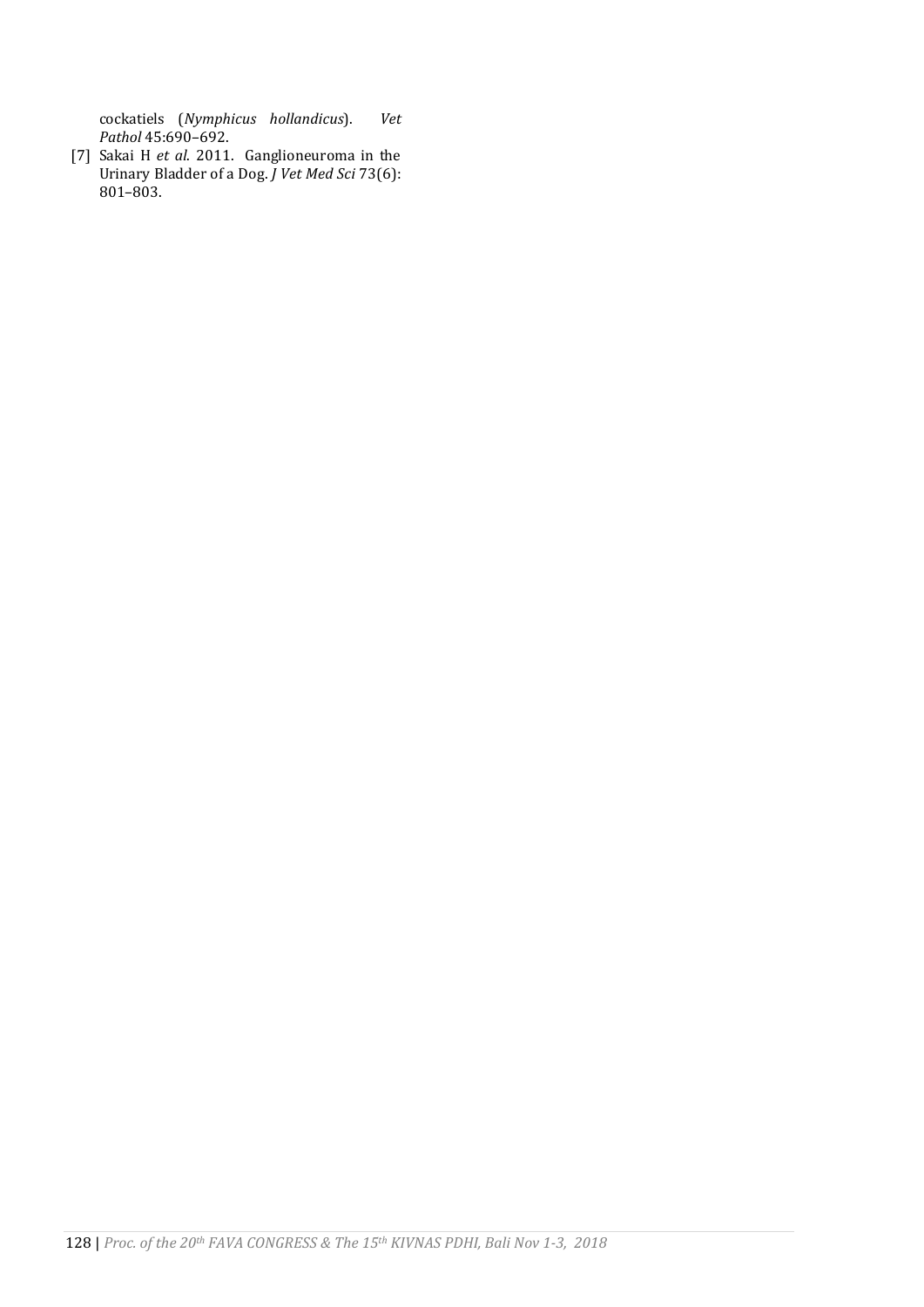cockatiels (*Nymphicus hollandicus*). *Vet Pathol* 45:690–692.

[7] Sakai H *et al*. 2011. Ganglioneuroma in the Urinary Bladder of a Dog. *J Vet Med Sci* 73(6): 801–803.